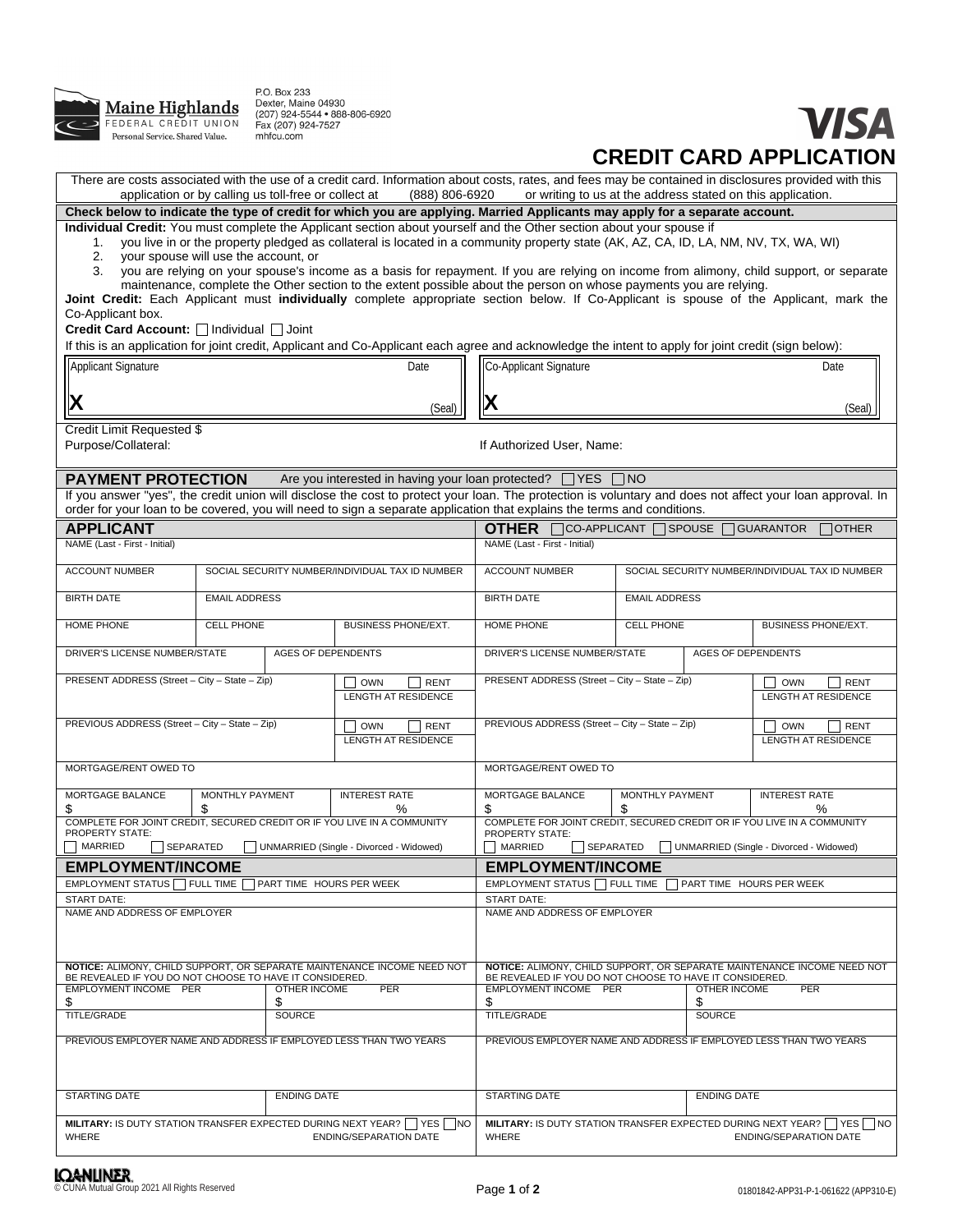Maine Highlands FEDERAL CREDIT UNION
Personal Service. Shared Value.

P.O. Box 233
Dexter, Maine 04930
(207) 924-5544 • 888-806-6920
Fax (207) 924-7527
mhfcu.com

VISA

# CREDIT CARD APPLICATION

There are costs associated with the use of a credit card. Information about costs, rates, and fees may be contained in disclosures provided with this application or by calling us toll-free or collect at (888) 806-6920 or writing to us at the address stated on this application.

**Check below to indicate the type of credit for which you are applying. Married Applicants may apply for a separate account.**

**Individual Credit:** You must complete the Applicant section about yourself and the Other section about your spouse if

1. you live in or the property pledged as collateral is located in a community property state (AK, AZ, CA, ID, LA, NM, NV, TX, WA, WI)
2. your spouse will use the account, or
3. you are relying on your spouse's income as a basis for repayment. If you are relying on income from alimony, child support, or separate maintenance, complete the Other section to the extent possible about the person on whose payments you are relying.

**Joint Credit:** Each Applicant must **individually** complete appropriate section below. If Co-Applicant is spouse of the Applicant, mark the Co-Applicant box.

**Credit Card Account:** ☐ Individual ☐ Joint

If this is an application for joint credit, Applicant and Co-Applicant each agree and acknowledge the intent to apply for joint credit (sign below):

| Applicant Signature | Date | Co-Applicant Signature | Date |
|---|---|---|---|
| X | (Seal) | X | (Seal) |

Credit Limit Requested $
Purpose/Collateral:
If Authorized User, Name:

## PAYMENT PROTECTION

Are you interested in having your loan protected? ☐ YES ☐ NO

If you answer "yes", the credit union will disclose the cost to protect your loan. The protection is voluntary and does not affect your loan approval. In order for your loan to be covered, you will need to sign a separate application that explains the terms and conditions.

## APPLICANT

| | | |
|---|---|---|
| NAME (Last - First - Initial) | | |
| ACCOUNT NUMBER | SOCIAL SECURITY NUMBER/INDIVIDUAL TAX ID NUMBER | |
| BIRTH DATE | EMAIL ADDRESS | |
| HOME PHONE | CELL PHONE | BUSINESS PHONE/EXT. |
| DRIVER'S LICENSE NUMBER/STATE | AGES OF DEPENDENTS | |
| PRESENT ADDRESS (Street – City – State – Zip) | | ☐ OWN ☐ RENT<br>LENGTH AT RESIDENCE |
| PREVIOUS ADDRESS (Street – City – State – Zip) | | ☐ OWN ☐ RENT<br>LENGTH AT RESIDENCE |
| MORTGAGE/RENT OWED TO | | |
| MORTGAGE BALANCE<br>$ | MONTHLY PAYMENT<br>$ | INTEREST RATE<br>% |

COMPLETE FOR JOINT CREDIT, SECURED CREDIT OR IF YOU LIVE IN A COMMUNITY PROPERTY STATE:
☐ MARRIED ☐ SEPARATED ☐ UNMARRIED (Single - Divorced - Widowed)

## OTHER ☐ CO-APPLICANT ☐ SPOUSE ☐ GUARANTOR ☐ OTHER

| | | |
|---|---|---|
| NAME (Last - First - Initial) | | |
| ACCOUNT NUMBER | SOCIAL SECURITY NUMBER/INDIVIDUAL TAX ID NUMBER | |
| BIRTH DATE | EMAIL ADDRESS | |
| HOME PHONE | CELL PHONE | BUSINESS PHONE/EXT. |
| DRIVER'S LICENSE NUMBER/STATE | AGES OF DEPENDENTS | |
| PRESENT ADDRESS (Street – City – State – Zip) | | ☐ OWN ☐ RENT<br>LENGTH AT RESIDENCE |
| PREVIOUS ADDRESS (Street – City – State – Zip) | | ☐ OWN ☐ RENT<br>LENGTH AT RESIDENCE |
| MORTGAGE/RENT OWED TO | | |
| MORTGAGE BALANCE<br>$ | MONTHLY PAYMENT<br>$ | INTEREST RATE<br>% |

COMPLETE FOR JOINT CREDIT, SECURED CREDIT OR IF YOU LIVE IN A COMMUNITY PROPERTY STATE:
☐ MARRIED ☐ SEPARATED ☐ UNMARRIED (Single - Divorced - Widowed)

## EMPLOYMENT/INCOME (Applicant)

| | |
|---|---|
| EMPLOYMENT STATUS ☐ FULL TIME ☐ PART TIME HOURS PER WEEK | |
| START DATE: | |
| NAME AND ADDRESS OF EMPLOYER | |
| **NOTICE:** ALIMONY, CHILD SUPPORT, OR SEPARATE MAINTENANCE INCOME NEED NOT BE REVEALED IF YOU DO NOT CHOOSE TO HAVE IT CONSIDERED. | |
| EMPLOYMENT INCOME PER<br>$ | OTHER INCOME PER<br>$ |
| TITLE/GRADE | SOURCE |
| PREVIOUS EMPLOYER NAME AND ADDRESS IF EMPLOYED LESS THAN TWO YEARS | |
| STARTING DATE | ENDING DATE |
| **MILITARY:** IS DUTY STATION TRANSFER EXPECTED DURING NEXT YEAR? ☐ YES ☐ NO<br>WHERE | ENDING/SEPARATION DATE |

## EMPLOYMENT/INCOME (Other)

| | |
|---|---|
| EMPLOYMENT STATUS ☐ FULL TIME ☐ PART TIME HOURS PER WEEK | |
| START DATE: | |
| NAME AND ADDRESS OF EMPLOYER | |
| **NOTICE:** ALIMONY, CHILD SUPPORT, OR SEPARATE MAINTENANCE INCOME NEED NOT BE REVEALED IF YOU DO NOT CHOOSE TO HAVE IT CONSIDERED. | |
| EMPLOYMENT INCOME PER<br>$ | OTHER INCOME PER<br>$ |
| TITLE/GRADE | SOURCE |
| PREVIOUS EMPLOYER NAME AND ADDRESS IF EMPLOYED LESS THAN TWO YEARS | |
| STARTING DATE | ENDING DATE |
| **MILITARY:** IS DUTY STATION TRANSFER EXPECTED DURING NEXT YEAR? ☐ YES ☐ NO<br>WHERE | ENDING/SEPARATION DATE |

LOANLINER.
© CUNA Mutual Group 2021 All Rights Reserved

01801842-APP31-P-1-061622 (APP310-E)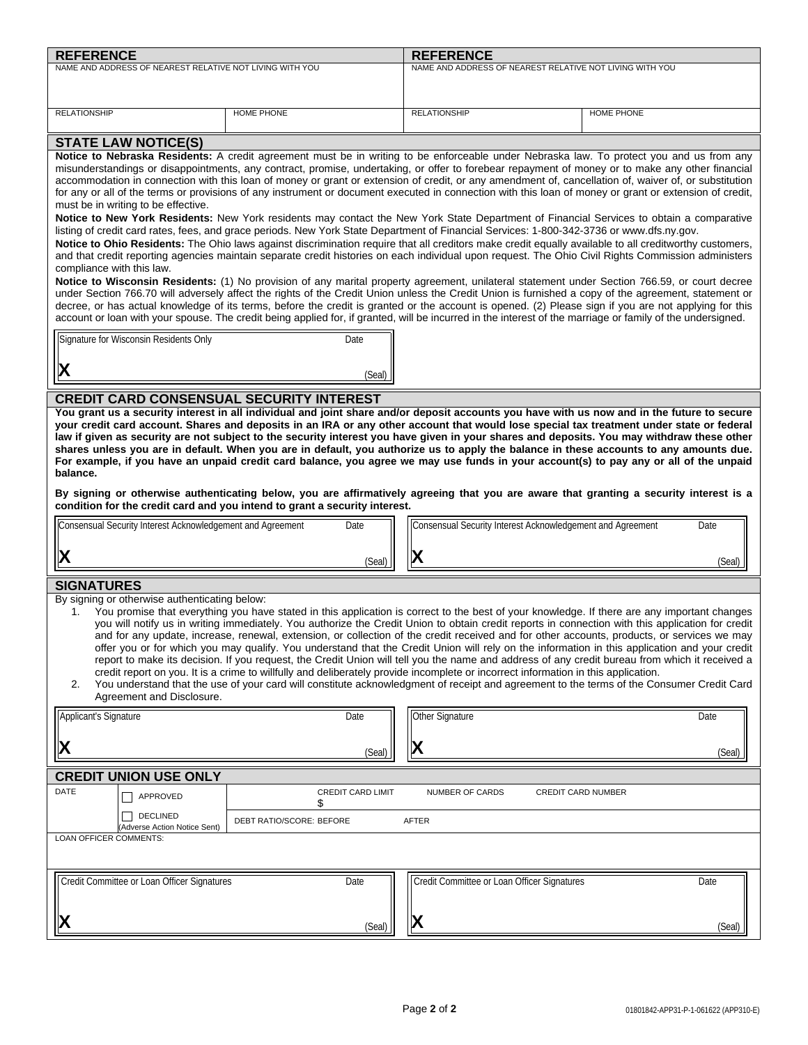| REFERENCE | | REFERENCE | |
| --- | --- | --- | --- |
| NAME AND ADDRESS OF NEAREST RELATIVE NOT LIVING WITH YOU | | NAME AND ADDRESS OF NEAREST RELATIVE NOT LIVING WITH YOU | |
| RELATIONSHIP | HOME PHONE | RELATIONSHIP | HOME PHONE |

## STATE LAW NOTICE(S)

**Notice to Nebraska Residents:** A credit agreement must be in writing to be enforceable under Nebraska law. To protect you and us from any misunderstandings or disappointments, any contract, promise, undertaking, or offer to forebear repayment of money or to make any other financial accommodation in connection with this loan of money or grant or extension of credit, or any amendment of, cancellation of, waiver of, or substitution for any or all of the terms or provisions of any instrument or document executed in connection with this loan of money or grant or extension of credit, must be in writing to be effective.

**Notice to New York Residents:** New York residents may contact the New York State Department of Financial Services to obtain a comparative listing of credit card rates, fees, and grace periods. New York State Department of Financial Services: 1-800-342-3736 or www.dfs.ny.gov.

**Notice to Ohio Residents:** The Ohio laws against discrimination require that all creditors make credit equally available to all creditworthy customers, and that credit reporting agencies maintain separate credit histories on each individual upon request. The Ohio Civil Rights Commission administers compliance with this law.

**Notice to Wisconsin Residents:** (1) No provision of any marital property agreement, unilateral statement under Section 766.59, or court decree under Section 766.70 will adversely affect the rights of the Credit Union unless the Credit Union is furnished a copy of the agreement, statement or decree, or has actual knowledge of its terms, before the credit is granted or the account is opened. (2) Please sign if you are not applying for this account or loan with your spouse. The credit being applied for, if granted, will be incurred in the interest of the marriage or family of the undersigned.

Signature for Wisconsin Residents Only — Date

X (Seal)

## CREDIT CARD CONSENSUAL SECURITY INTEREST

**You grant us a security interest in all individual and joint share and/or deposit accounts you have with us now and in the future to secure your credit card account. Shares and deposits in an IRA or any other account that would lose special tax treatment under state or federal law if given as security are not subject to the security interest you have given in your shares and deposits. You may withdraw these other shares unless you are in default. When you are in default, you authorize us to apply the balance in these accounts to any amounts due. For example, if you have an unpaid credit card balance, you agree we may use funds in your account(s) to pay any or all of the unpaid balance.**

**By signing or otherwise authenticating below, you are affirmatively agreeing that you are aware that granting a security interest is a condition for the credit card and you intend to grant a security interest.**

| Consensual Security Interest Acknowledgement and Agreement — Date | Consensual Security Interest Acknowledgement and Agreement — Date |
| --- | --- |
| X (Seal) | X (Seal) |

## SIGNATURES

By signing or otherwise authenticating below:

1. You promise that everything you have stated in this application is correct to the best of your knowledge. If there are any important changes you will notify us in writing immediately. You authorize the Credit Union to obtain credit reports in connection with this application for credit and for any update, increase, renewal, extension, or collection of the credit received and for other accounts, products, or services we may offer you or for which you may qualify. You understand that the Credit Union will rely on the information in this application and your credit report to make its decision. If you request, the Credit Union will tell you the name and address of any credit bureau from which it received a credit report on you. It is a crime to willfully and deliberately provide incomplete or incorrect information in this application.
2. You understand that the use of your card will constitute acknowledgment of receipt and agreement to the terms of the Consumer Credit Card Agreement and Disclosure.

| Applicant's Signature — Date | Other Signature — Date |
| --- | --- |
| X (Seal) | X (Seal) |

## CREDIT UNION USE ONLY

| DATE | ☐ APPROVED | CREDIT CARD LIMIT $ | NUMBER OF CARDS | CREDIT CARD NUMBER |
| --- | --- | --- | --- | --- |
| | ☐ DECLINED (Adverse Action Notice Sent) | DEBT RATIO/SCORE: BEFORE | AFTER | |

LOAN OFFICER COMMENTS:

| Credit Committee or Loan Officer Signatures — Date | Credit Committee or Loan Officer Signatures — Date |
| --- | --- |
| X (Seal) | X (Seal) |

01801842-APP31-P-1-061622 (APP310-E)